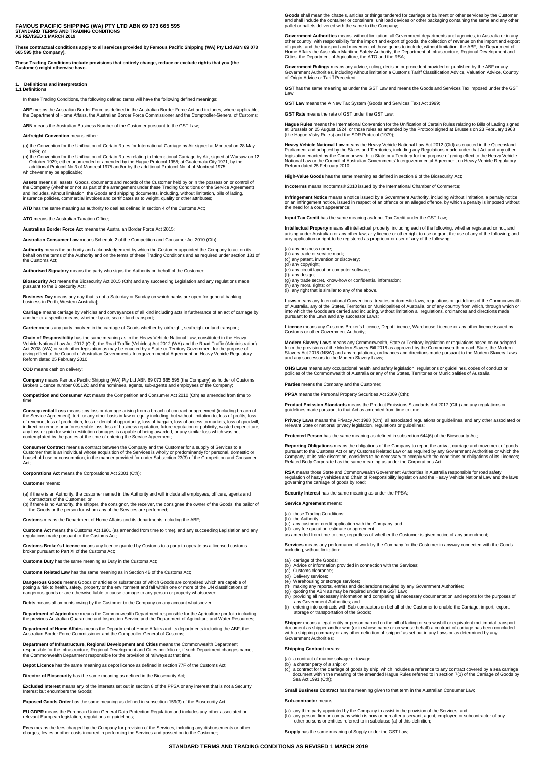# FAMOUS PACIFIC SHIPPING (WA) PTY LTD ABN 69 073 665 595

**STANDARD TERMS AND TRADING CONDITIONS**
**AS REVISED 1 MARCH 2019**

**These contractual conditions apply to all services provided by Famous Pacific Shipping (WA) Pty Ltd ABN 69 073 665 595 (the Company).**

**These Trading Conditions include provisions that entirely change, reduce or exclude rights that you (the Customer) might otherwise have.**

## 1. Definitions and interpretation

### 1.1 Definitions

In these Trading Conditions, the following defined terms will have the following defined meanings:

**ABF** means the Australian Border Force as defined in the Australian Border Force Act and includes, where applicable, the Department of Home Affairs, the Australian Border Force Commissioner and the Comptroller-General of Customs;

**ABN** means the Australian Business Number of the Customer pursuant to the GST Law;

**Airfreight Convention** means either:

(a) the Convention for the Unification of Certain Rules for International Carriage by Air signed at Montreal on 28 May 1999; or
(b) the Convention for the Unification of Certain Rules relating to International Carriage by Air, signed at Warsaw on 12 October 1929; either unamended or amended by the Hague Protocol 1955; at Guatemala City 1971, by the additional Protocol No 3 of Montreal 1975 and/or by the additional Protocol No. 4 of Montreal 1975;

whichever may be applicable;

**Assets** means all assets, Goods, documents and records of the Customer held by or in the possession or control of the Company (whether or not as part of the arrangement under these Trading Conditions or the Service Agreement) and includes, without limitation, the Goods and shipping documents, including, without limitation, bills of lading, insurance policies, commercial invoices and certificates as to weight, quality or other attributes;

**ATD** has the same meaning as authority to deal as defined in section 4 of the Customs Act;

**ATO** means the Australian Taxation Office;

**Australian Border Force Act** means the Australian Border Force Act 2015;

**Australian Consumer Law** means Schedule 2 of the Competition and Consumer Act 2010 (Cth);

**Authority** means the authority and acknowledgement by which the Customer appointed the Company to act on its behalf on the terms of the Authority and on the terms of these Trading Conditions and as required under section 181 of the Customs Act;

**Authorised Signatory** means the party who signs the Authority on behalf of the Customer;

**Biosecurity Act** means the Biosecurity Act 2015 (Cth) and any succeeding Legislation and any regulations made pursuant to the Biosecurity Act;

**Business Day** means any day that is not a Saturday or Sunday on which banks are open for general banking business in Perth, Western Australia];

**Carriage** means carriage by vehicles and conveyances of all kind including acts in furtherance of an act of carriage by another or a specific means, whether by air, sea or land transport;

**Carrier** means any party involved in the carriage of Goods whether by airfreight, seafreight or land transport;

**Chain of Responsibility** has the same meaning as in the Heavy Vehicle National Law, constituted in the Heavy Vehicle National Law Act 2012 (Qld), the Road Traffic (Vehicles) Act 2012 (WA) and the Road Traffic (Administration) Act 2008 (WA) or such other legislation as may be enacted by a State or Territory Government for the purpose of giving effect to the Council of Australian Governments' Intergovernmental Agreement on Heavy Vehicle Regulatory Reform dated 25 February 2010;

**COD** means cash on delivery;

**Company** means Famous Pacific Shipping (WA) Pty Ltd ABN 69 073 665 595 (the Company) as holder of Customs Brokers Licence number 00512C and the nominees, agents, sub-agents and employees of the Company;

**Competition and Consumer Act** means the Competition and Consumer Act 2010 (Cth) as amended from time to time;

**Consequential Loss** means any loss or damage arising from a breach of contract or agreement (including breach of the Service Agreement), tort, or any other basis in law or equity including, but without limitation to, loss of profits, loss of revenue, loss of production, loss or denial of opportunity, loss of bargain, loss of access to markets, loss of goodwill, indirect or remote or unforeseeable loss, loss of business reputation, future reputation or publicity, wasted expenditure, any loss or gain for which restitution damages is capable of being awarded, or any similar loss which was not contemplated by the parties at the time of entering the Service Agreement;

**Consumer Contract** means a contract between the Company and the Customer for a supply of Services to a Customer that is an individual whose acquisition of the Services is wholly or predominantly for personal, domestic or household use or consumption, in the manner provided for under Subsection 23(3) of the Competition and Consumer Act;

**Corporations Act** means the Corporations Act 2001 (Cth);

**Customer** means:

(a) if there is an Authority, the customer named in the Authority and will include all employees, officers, agents and contractors of the Customer; or
(b) if there is no Authority, the shipper, the consignor, the receiver, the consignee the owner of the Goods, the bailor of the Goods or the person for whom any of the Services are performed;

**Customs** means the Department of Home Affairs and its departments including the ABF;

**Customs Act** means the Customs Act 1901 (as amended from time to time), and any succeeding Legislation and any regulations made pursuant to the Customs Act;

**Customs Broker's Licence** means any licence granted by Customs to a party to operate as a licensed customs broker pursuant to Part XI of the Customs Act;

**Customs Duty** has the same meaning as Duty in the Customs Act;

**Customs Related Law** has the same meaning as in Section 4B of the Customs Act;

**Dangerous Goods** means Goods or articles or substances of which Goods are comprised which are capable of posing a risk to health, safety, property or the environment and fall within one or more of the UN classifications of dangerous goods or are otherwise liable to cause damage to any person or property whatsoever;

**Debts** means all amounts owing by the Customer to the Company on any account whatsoever;

**Department of Agriculture** means the Commonwealth Department responsible for the Agriculture portfolio including the previous Australian Quarantine and Inspection Service and the Department of Agriculture and Water Resources;

**Department of Home Affairs** means the Department of Home Affairs and its departments including the ABF, the Australian Border Force Commissioner and the Comptroller-General of Customs;

**Department of Infrastructure, Regional Development and Cities** means the Commonwealth Department responsible for the Infrastructure, Regional Development and Cities portfolio or, if such Department changes name, the Commonwealth Department responsible for the provision of railways at that time.

**Depot Licence** has the same meaning as depot licence as defined in section 77F of the Customs Act;

**Director of Biosecurity** has the same meaning as defined in the Biosecurity Act;

**Excluded Interest** means any of the interests set out in section 8 of the PPSA or any interest that is not a Security Interest but encumbers the Goods;

**Exposed Goods Order** has the same meaning as defined in subsection 159(3) of the Biosecurity Act;

**EU GDPR** means the European Union General Data Protection Regulation and includes any other associated or relevant European legislation, regulations or guidelines;

**Fees** means the fees charged by the Company for provision of the Services, including any disbursements or other charges, levies or other costs incurred in performing the Services and passed on to the Customer;

**Goods** shall mean the chattels, articles or things tendered for carriage or bailment or other services by the Customer and shall include the container or containers, unit load devices or other packaging containing the same and any other pallet or pallets delivered with the same to the Company;

**Government Authorities** means, without limitation, all Government departments and agencies, in Australia or in any other country, with responsibility for the import and export of goods, the collection of revenue on the import and export of goods, and the transport and movement of those goods to include, without limitation, the ABF, the Department of Home Affairs the Australian Maritime Safety Authority, the Department of Infrastructure, Regional Development and Cities, the Department of Agriculture, the ATO and the RSA;

**Government Rulings** means any advice, ruling, decision or precedent provided or published by the ABF or any Government Authorities, including without limitation a Customs Tariff Classification Advice, Valuation Advice, Country of Origin Advice or Tariff Precedent;

**GST** has the same meaning as under the GST Law and means the Goods and Services Tax imposed under the GST Law;

**GST Law** means the A New Tax System (Goods and Services Tax) Act 1999;

**GST Rate** means the rate of GST under the GST Law;

**Hague Rules** means the International Convention for the Unification of Certain Rules relating to Bills of Lading signed at Brussels on 25 August 1924, or those rules as amended by the Protocol signed at Brussels on 23 February 1968 (the Hague Visby Rules) and the SDR Protocol (1979);

**Heavy Vehicle National Law** means the Heavy Vehicle National Law Act 2012 (Qld) as enacted in the Queensland Parliament and adopted by the States and Territories, including any Regulations made under that Act and any other legislation enacted by the Commonwealth, a State or a Territory for the purpose of giving effect to the Heavy Vehicle National Law or the Council of Australian Governments' Intergovernmental Agreement on Heavy Vehicle Regulatory Reform dated 25 February 2010;

**High-Value Goods** has the same meaning as defined in section 9 of the Biosecurity Act;

**Incoterms** means Incoterms® 2010 issued by the International Chamber of Commerce;

**Infringement Notice** means a notice issued by a Government Authority, including without limitation, a penalty notice or an infringement notice, issued in respect of an offence or an alleged offence, by which a penalty is imposed without the need for a court appearance;

**Input Tax Credit** has the same meaning as Input Tax Credit under the GST Law;

**Intellectual Property** means all intellectual property, including each of the following, whether registered or not, and arising under Australian or any other law; any licence or other right to use or grant the use of any of the following; and any application or right to be registered as proprietor or user of any of the following:

(a) any business name;
(b) any trade or service mark;
(c) any patent, invention or discovery;
(d) any copyright;
(e) any circuit layout or computer software;
(f) any design;
(g) any trade secret, know-how or confidential information;
(h) any moral rights; or
(i) any right that is similar to any of the above.

**Laws** means any International Conventions, treaties or domestic laws, regulations or guidelines of the Commonwealth of Australia, any of the States, Territories or Municipalities of Australia, or of any country from which, through which or into which the Goods are carried and including, without limitation all regulations, ordinances and directions made pursuant to the Laws and any successor Laws;

**Licence** means any Customs Broker's Licence, Depot Licence, Warehouse Licence or any other licence issued by Customs or other Government Authority;

**Modern Slavery Laws** means any Commonwealth, State or Territory legislation or regulations based on or adopted from the provisions of the Modern Slavery Bill 2018 as approved by the Commonwealth or each State, the Modern Slavery Act 2018 (NSW) and any regulations, ordinances and directions made pursuant to the Modern Slavery Laws and any successors to the Modern Slavery Laws;

**OHS Laws** means any occupational health and safety legislation, regulations or guidelines, codes of conduct or policies of the Commonwealth of Australia or any of the States, Territories or Municipalities of Australia;

**Parties** means the Company and the Customer;

**PPSA** means the Personal Property Securities Act 2009 (Cth);

**Product Emission Standards** means the Product Emissions Standards Act 2017 (Cth) and any regulations or guidelines made pursuant to that Act as amended from time to time;

**Privacy Laws** means the Privacy Act 1988 (Cth), all associated regulations or guidelines, and any other associated or relevant State or national privacy legislation, regulations or guidelines;

**Protected Person** has the same meaning as defined in subsection 644(6) of the Biosecurity Act;

**Reporting Obligations** means the obligations of the Company to report the arrival, carriage and movement of goods pursuant to the Customs Act or any Customs Related Law or as required by any Government Authorities or which the Company, at its sole discretion, considers to be necessary to comply with the conditions or obligations of its Licences; Related Body Corporate has the same meaning as under the Corporations Act;

**RSA** means those State and Commonwealth Government Authorities in Australia responsible for road safety regulation of heavy vehicles and Chain of Responsibility legislation and the Heavy Vehicle National Law and the laws governing the carriage of goods by road;

**Security Interest** has the same meaning as under the PPSA;

**Service Agreement** means:

(a) these Trading Conditions;
(b) the Authority;
(c) any customer credit application with the Company; and
(d) any fee quotation estimate or agreement,

as amended from time to time, regardless of whether the Customer is given notice of any amendment;

**Services** means any performance of work by the Company for the Customer in anyway connected with the Goods including, without limitation:

(a) carriage of the Goods;
(b) Advice or information provided in connection with the Services;
(c) Customs clearance;
(d) Delivery services;
(e) Warehousing or storage services;
(f) making any reports, entries and declarations required by any Government Authorities;
(g) quoting the ABN as may be required under the GST Law;
(h) providing all necessary information and completing all necessary documentation and reports for the purposes of any Government Authorities; and
(i) entering into contracts with Sub-contractors on behalf of the Customer to enable the Carriage, import, export, storage or transportation of the Goods;

**Shipper** means a legal entity or person named on the bill of lading or sea waybill or equivalent multimodal transport document as shipper and/or who (or in whose name or on whose behalf) a contract of carriage has been concluded with a shipping company or any other definition of 'shipper' as set out in any Laws or as determined by any Government Authorities;

**Shipping Contract** means:

(a) a contract of marine salvage or towage;
(b) a charter party of a ship; or
(c) a contract for the carriage of goods by ship, which includes a reference to any contract covered by a sea carriage document within the meaning of the amended Hague Rules referred to in section 7(1) of the Carriage of Goods by Sea Act 1991 (Cth);

**Small Business Contract** has the meaning given to that term in the Australian Consumer Law;

**Sub-contractor** means:

(a) any third party appointed by the Company to assist in the provision of the Services; and
(b) any person, firm or company which is now or hereafter a servant, agent, employee or subcontractor of any other persons or entities referred to in subclause (a) of this definition;

**Supply** has the same meaning of Supply under the GST Law;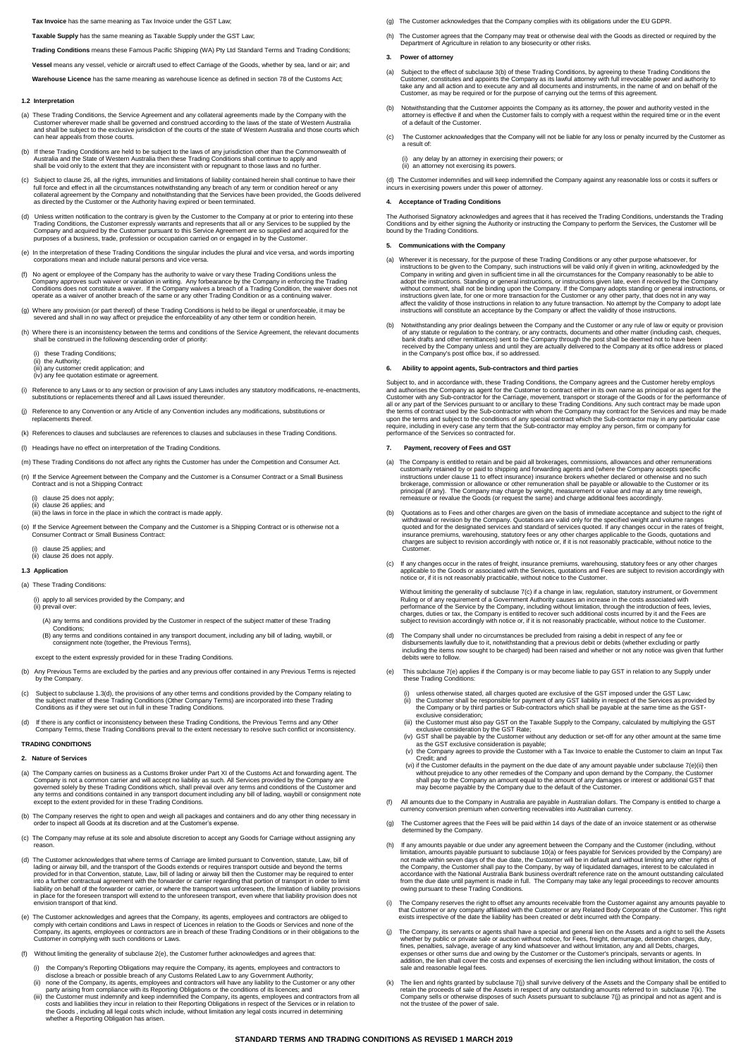**Tax Invoice** has the same meaning as Tax Invoice under the GST Law;

**Taxable Supply** has the same meaning as Taxable Supply under the GST Law;

**Trading Conditions** means these Famous Pacific Shipping (WA) Pty Ltd Standard Terms and Trading Conditions;

**Vessel** means any vessel, vehicle or aircraft used to effect Carriage of the Goods, whether by sea, land or air; and

**Warehouse Licence** has the same meaning as warehouse licence as defined in section 78 of the Customs Act;

### 1.2 Interpretation

(a) These Trading Conditions, the Service Agreement and any collateral agreements made by the Company with the Customer wherever made shall be governed and construed according to the laws of the state of Western Australia and shall be subject to the exclusive jurisdiction of the courts of the state of Western Australia and those courts which can hear appeals from those courts.

(b) If these Trading Conditions are held to be subject to the laws of any jurisdiction other than the Commonwealth of Australia and the State of Western Australia then these Trading Conditions shall continue to apply and shall be void only to the extent that they are inconsistent with or repugnant to those laws and no further.

(c) Subject to clause 26, all the rights, immunities and limitations of liability contained herein shall continue to have their full force and effect in all the circumstances notwithstanding any breach of any term or condition hereof or any collateral agreement by the Company and notwithstanding that the Services have been provided, the Goods delivered as directed by the Customer or the Authority having expired or been terminated.

(d) Unless written notification to the contrary is given by the Customer to the Company at or prior to entering into these Trading Conditions, the Customer expressly warrants and represents that all or any Services to be supplied by the Company and acquired by the Customer pursuant to this Service Agreement are so supplied and acquired for the purposes of a business, trade, profession or occupation carried on or engaged in by the Customer.

(e) In the interpretation of these Trading Conditions the singular includes the plural and vice versa, and words importing corporations mean and include natural persons and vice versa.

(f) No agent or employee of the Company has the authority to waive or vary these Trading Conditions unless the Company approves such waiver or variation in writing. Any forbearance by the Company in enforcing the Trading Conditions does not constitute a waiver. If the Company waives a breach of a Trading Condition, the waiver does not operate as a waiver of another breach of the same or any other Trading Condition or as a continuing waiver.

(g) Where any provision (or part thereof) of these Trading Conditions is held to be illegal or unenforceable, it may be severed and shall in no way affect or prejudice the enforceability of any other term or condition herein.

(h) Where there is an inconsistency between the terms and conditions of the Service Agreement, the relevant documents shall be construed in the following descending order of priority:

(i) these Trading Conditions;
(ii) the Authority;
(iii) any customer credit application; and
(iv) any fee quotation estimate or agreement.

(i) Reference to any Laws or to any section or provision of any Laws includes any statutory modifications, re-enactments, substitutions or replacements thereof and all Laws issued thereunder.

(j) Reference to any Convention or any Article of any Convention includes any modifications, substitutions or replacements thereof.

(k) References to clauses and subclauses are references to clauses and subclauses in these Trading Conditions.

(l) Headings have no effect on interpretation of the Trading Conditions.

(m) These Trading Conditions do not affect any rights the Customer has under the Competition and Consumer Act.

(n) If the Service Agreement between the Company and the Customer is a Consumer Contract or a Small Business Contract and is not a Shipping Contract:

(i) clause 25 does not apply;
(ii) clause 26 applies; and
(iii) the laws in force in the place in which the contract is made apply.

(o) If the Service Agreement between the Company and the Customer is a Shipping Contract or is otherwise not a Consumer Contract or Small Business Contract:

(i) clause 25 applies; and
(ii) clause 26 does not apply.

### 1.3 Application

(a) These Trading Conditions:

(i) apply to all services provided by the Company; and
(ii) prevail over:

(A) any terms and conditions provided by the Customer in respect of the subject matter of these Trading Conditions;
(B) any terms and conditions contained in any transport document, including any bill of lading, waybill, or consignment note (together, the Previous Terms),

except to the extent expressly provided for in these Trading Conditions.

(b) Any Previous Terms are excluded by the parties and any previous offer contained in any Previous Terms is rejected by the Company.

(c) Subject to subclause 1.3(d), the provisions of any other terms and conditions provided by the Company relating to the subject matter of these Trading Conditions (Other Company Terms) are incorporated into these Trading Conditions as if they were set out in full in these Trading Conditions.

(d) If there is any conflict or inconsistency between these Trading Conditions, the Previous Terms and any Other Company Terms, these Trading Conditions prevail to the extent necessary to resolve such conflict or inconsistency.

## TRADING CONDITIONS

### 2. Nature of Services

(a) The Company carries on business as a Customs Broker under Part XI of the Customs Act and forwarding agent. The Company is not a common carrier and will accept no liability as such. All Services provided by the Company are governed solely by these Trading Conditions which, shall prevail over any terms and conditions of the Customer and any terms and conditions contained in any transport document including any bill of lading, waybill or consignment note except to the extent provided for in these Trading Conditions.

(b) The Company reserves the right to open and weigh all packages and containers and do any other thing necessary in order to inspect all Goods at its discretion and at the Customer's expense.

(c) The Company may refuse at its sole and absolute discretion to accept any Goods for Carriage without assigning any reason.

(d) The Customer acknowledges that where terms of Carriage are limited pursuant to Convention, statute, Law, bill of lading or airway bill, and the transport of the Goods extends or requires transport outside and beyond the terms provided for in that Convention, statute, Law, bill of lading or airway bill then the Company may be required to enter into a further contractual agreement with the forwarder or carrier regarding that portion of transport in order to limit liability on behalf of the forwarder or carrier, or where the transport was unforeseen, the limitation of liability provisions in place for the foreseen transport will extend to the unforeseen transport, even where that liability provision does not envision transport of that kind.

(e) The Customer acknowledges and agrees that the Company, its agents, employees and contractors are obliged to comply with certain conditions and Laws in respect of Licences in relation to the Goods or Services and none of the Company, its agents, employees or contractors are in breach of these Trading Conditions or in their obligations to the Customer in complying with such conditions or Laws.

(f) Without limiting the generality of subclause 2(e), the Customer further acknowledges and agrees that:

(i) the Company's Reporting Obligations may require the Company, its agents, employees and contractors to disclose a breach or possible breach of any Customs Related Law to any Government Authority;
(ii) none of the Company, its agents, employees and contractors will have any liability to the Customer or any other party arising from compliance with its Reporting Obligations or the conditions of its licences; and
(iii) the Customer must indemnify and keep indemnified the Company, its agents, employees and contractors from all costs and liabilities they incur in relation to their Reporting Obligations in respect of the Services or in relation to the Goods , including all legal costs which include, without limitation any legal costs incurred in determining whether a Reporting Obligation has arisen.

(g) The Customer acknowledges that the Company complies with its obligations under the EU GDPR.

(h) The Customer agrees that the Company may treat or otherwise deal with the Goods as directed or required by the Department of Agriculture in relation to any biosecurity or other risks.

### 3. Power of attorney

(a) Subject to the effect of subclause 3(b) of these Trading Conditions, by agreeing to these Trading Conditions the Customer, constitutes and appoints the Company as its lawful attorney with full irrevocable power and authority to take any and all action and to execute any and all documents and instruments, in the name of and on behalf of the Customer, as may be required or for the purpose of carrying out the terms of this agreement.

(b) Notwithstanding that the Customer appoints the Company as its attorney, the power and authority vested in the attorney is effective if and when the Customer fails to comply with a request within the required time or in the event of a default of the Customer.

(c) The Customer acknowledges that the Company will not be liable for any loss or penalty incurred by the Customer as a result of:

(i) any delay by an attorney in exercising their powers; or
(ii) an attorney not exercising its powers.

(d) The Customer indemnifies and will keep indemnified the Company against any reasonable loss or costs it suffers or incurs in exercising powers under this power of attorney.

### 4. Acceptance of Trading Conditions

The Authorised Signatory acknowledges and agrees that it has received the Trading Conditions, understands the Trading Conditions and by either signing the Authority or instructing the Company to perform the Services, the Customer will be bound by the Trading Conditions.

### 5. Communications with the Company

(a) Wherever it is necessary, for the purpose of these Trading Conditions or any other purpose whatsoever, for instructions to be given to the Company, such instructions will be valid only if given in writing, acknowledged by the Company in writing and given in sufficient time in all the circumstances for the Company reasonably to be able to adopt the instructions. Standing or general instructions, or instructions given late, even if received by the Company without comment, shall not be binding upon the Company. If the Company adopts standing or general instructions, or instructions given late, for one or more transaction for the Customer or any other party, that does not in any way affect the validity of those instructions in relation to any future transaction. No attempt by the Company to adopt late instructions will constitute an acceptance by the Company or affect the validity of those instructions.

(b) Notwithstanding any prior dealings between the Company and the Customer or any rule of law or equity or provision of any statute or regulation to the contrary, or any contracts, documents and other matter (including cash, cheques, bank drafts and other remittances) sent to the Company through the post shall be deemed not to have been received by the Company unless and until they are actually delivered to the Company at its office address or placed in the Company's post office box, if so addressed.

### 6. Ability to appoint agents, Sub-contractors and third parties

Subject to, and in accordance with, these Trading Conditions, the Company agrees and the Customer hereby employs and authorises the Company as agent for the Customer to contract either in its own name as principal or as agent for the Customer with any Sub-contractor for the Carriage, movement, transport or storage of the Goods or for the performance of all or any part of the Services pursuant to or ancillary to these Trading Conditions. Any such contract may be made upon the terms of contract used by the Sub-contractor with whom the Company may contract for the Services and may be made upon the terms and subject to the conditions of any special contract which the Sub-contractor may in any particular case require, including in every case any term that the Sub-contractor may employ any person, firm or company for performance of the Services so contracted for.

### 7. Payment, recovery of Fees and GST

(a) The Company is entitled to retain and be paid all brokerages, commissions, allowances and other remunerations customarily retained by or paid to shipping and forwarding agents and (where the Company accepts specific instructions under clause 11 to effect insurance) insurance brokers whether declared or otherwise and no such brokerage, commission or allowance or other remuneration shall be payable or allowable to the Customer or its principal (if any). The Company may charge by weight, measurement or value and may at any time reweigh, remeasure or revalue the Goods (or request the same) and charge additional fees accordingly.

(b) Quotations as to Fees and other charges are given on the basis of immediate acceptance and subject to the right of withdrawal or revision by the Company. Quotations are valid only for the specified weight and volume ranges quoted and for the designated services and standard of services quoted. If any changes occur in the rates of freight, insurance premiums, warehousing, statutory fees or any other charges applicable to the Goods, quotations and charges are subject to revision accordingly with notice or, if it is not reasonably practicable, without notice to the Customer.

(c) If any changes occur in the rates of freight, insurance premiums, warehousing, statutory fees or any other charges applicable to the Goods or associated with the Services, quotations and Fees are subject to revision accordingly with notice or, if it is not reasonably practicable, without notice to the Customer.

Without limiting the generality of subclause 7(c) if a change in law, regulation, statutory instrument, or Government Ruling or of any requirement of a Government Authority causes an increase in the costs associated with performance of the Service by the Company, including without limitation, through the introduction of fees, levies, charges, duties or tax, the Company is entitled to recover such additional costs incurred by it and the Fees are subject to revision accordingly with notice or, if it is not reasonably practicable, without notice to the Customer.

(d) The Company shall under no circumstances be precluded from raising a debit in respect of any fee or disbursements lawfully due to it, notwithstanding that a previous debit or debits (whether excluding or partly including the items now sought to be charged) had been raised and whether or not any notice was given that further debits were to follow.

(e) This subclause 7(e) applies if the Company is or may become liable to pay GST in relation to any Supply under these Trading Conditions:

(i) unless otherwise stated, all charges quoted are exclusive of the GST imposed under the GST Law;
(ii) the Customer shall be responsible for payment of any GST liability in respect of the Services as provided by the Company or by third parties or Sub-contractors which shall be payable at the same time as the GST-exclusive consideration;
(iii) the Customer must also pay GST on the Taxable Supply to the Company, calculated by multiplying the GST exclusive consideration by the GST Rate;
(iv) GST shall be payable by the Customer without any deduction or set-off for any other amount at the same time as the GST exclusive consideration is payable;
(v) the Company agrees to provide the Customer with a Tax Invoice to enable the Customer to claim an Input Tax Credit; and
(vi) if the Customer defaults in the payment on the due date of any amount payable under subclause 7(e)(ii) then without prejudice to any other remedies of the Company and upon demand by the Company, the Customer shall pay to the Company an amount equal to the amount of any damages or interest or additional GST that may become payable by the Company due to the default of the Customer.

(f) All amounts due to the Company in Australia are payable in Australian dollars. The Company is entitled to charge a currency conversion premium when converting receivables into Australian currency.

(g) The Customer agrees that the Fees will be paid within 14 days of the date of an invoice statement or as otherwise determined by the Company.

(h) If any amounts payable or due under any agreement between the Company and the Customer (including, without limitation, amounts payable pursuant to subclause 10(a) or fees payable for Services provided by the Company) are not made within seven days of the due date, the Customer will be in default and without limiting any other rights of the Company, the Customer shall pay to the Company, by way of liquidated damages, interest to be calculated in accordance with the National Australia Bank business overdraft reference rate on the amount outstanding calculated from the due date until payment is made in full. The Company may take any legal proceedings to recover amounts owing pursuant to these Trading Conditions.

(i) The Company reserves the right to offset any amounts receivable from the Customer against any amounts payable to that Customer or any company affiliated with the Customer or any Related Body Corporate of the Customer. This right exists irrespective of the date the liability has been created or debt incurred with the Company.

(j) The Company, its servants or agents shall have a special and general lien on the Assets and a right to sell the Assets whether by public or private sale or auction without notice, for Fees, freight, demurrage, detention charges, duty, fines, penalties, salvage, average of any kind whatsoever and without limitation, any and all Debts, charges, expenses or other sums due and owing by the Customer or the Customer's principals, servants or agents. In addition, the lien shall cover the costs and expenses of exercising the lien including without limitation, the costs of sale and reasonable legal fees.

(k) The lien and rights granted by subclause 7(j) shall survive delivery of the Assets and the Company shall be entitled to retain the proceeds of sale of the Assets in respect of any outstanding amounts referred to in subclause 7(k). The Company sells or otherwise disposes of such Assets pursuant to subclause 7(j) as principal and not as agent and is not the trustee of the power of sale.

**STANDARD TERMS AND TRADING CONDITIONS AS REVISED 1 MARCH 2019**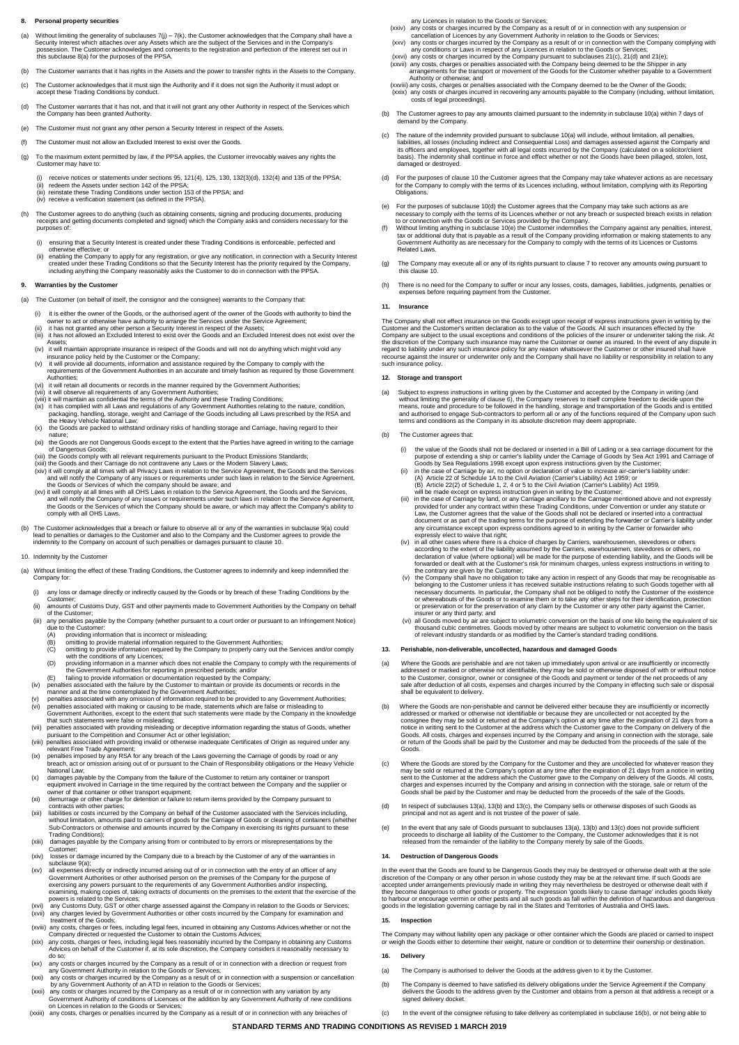## 8. Personal property securities

(a) Without limiting the generality of subclauses 7(j) – 7(k), the Customer acknowledges that the Company shall have a Security Interest which attaches over any Assets which are the subject of the Services and in the Company's possession. The Customer acknowledges and consents to the registration and perfection of the interest set out in this subclause 8(a) for the purposes of the PPSA.

(b) The Customer warrants that it has rights in the Assets and the power to transfer rights in the Assets to the Company.

(c) The Customer acknowledges that it must sign the Authority and if it does not sign the Authority it must adopt or accept these Trading Conditions by conduct.

(d) The Customer warrants that it has not, and that it will not grant any other Authority in respect of the Services which the Company has been granted Authority.

(e) The Customer must not grant any other person a Security Interest in respect of the Assets.

(f) The Customer must not allow an Excluded Interest to exist over the Goods.

(g) To the maximum extent permitted by law, if the PPSA applies, the Customer irrevocably waives any rights the Customer may have to:

(i) receive notices or statements under sections 95, 121(4), 125, 130, 132(3)(d), 132(4) and 135 of the PPSA;
(ii) redeem the Assets under section 142 of the PPSA;
(iii) reinstate these Trading Conditions under section 153 of the PPSA; and
(iv) receive a verification statement (as defined in the PPSA).

(h) The Customer agrees to do anything (such as obtaining consents, signing and producing documents, producing receipts and getting documents completed and signed) which the Company asks and considers necessary for the purposes of:

(i) ensuring that a Security Interest is created under these Trading Conditions is enforceable, perfected and otherwise effective; or
(ii) enabling the Company to apply for any registration, or give any notification, in connection with a Security Interest created under these Trading Conditions so that the Security Interest has the priority required by the Company, including anything the Company reasonably asks the Customer to do in connection with the PPSA.

## 9. Warranties by the Customer

(a) The Customer (on behalf of itself, the consignor and the consignee) warrants to the Company that:

(i) it is either the owner of the Goods, or the authorised agent of the owner of the Goods with authority to bind the owner to act or otherwise have authority to arrange the Services under the Service Agreement;
(ii) it has not granted any other person a Security Interest in respect of the Assets;
(iii) it has not allowed an Excluded Interest to exist over the Goods and an Excluded Interest does not exist over the Assets;
(iv) it will maintain appropriate insurance in respect of the Goods and will not do anything which might void any insurance policy held by the Customer or the Company;
(v) it will provide all documents, information and assistance required by the Company to comply with the requirements of the Government Authorities in an accurate and timely fashion as required by those Government Authorities;
(vi) it will retain all documents or records in the manner required by the Government Authorities;
(vii) it will observe all requirements of any Government Authorities;
(viii) it will maintain as confidential the terms of the Authority and these Trading Conditions;
(ix) it has complied with all Laws and regulations of any Government Authorities relating to the nature, condition, packaging, handling, storage, weight and Carriage of the Goods including all Laws prescribed by the RSA and the Heavy Vehicle National Law;
(x) the Goods are packed to withstand ordinary risks of handling storage and Carriage, having regard to their nature;
(xi) the Goods are not Dangerous Goods except to the extent that the Parties have agreed in writing to the carriage of Dangerous Goods;
(xii) the Goods comply with all relevant requirements pursuant to the Product Emissions Standards;
(xiii) the Goods and their Carriage do not contravene any Laws or the Modern Slavery Laws;
(xiv) it will comply at all times with all Privacy Laws in relation to the Service Agreement, the Goods and the Services and will notify the Company of any issues or requirements under such laws in relation to the Service Agreement, the Goods or the Services of which the company should be aware; and
(xv) it will comply at all times with all OHS Laws in relation to the Service Agreement, the Goods and the Services, and will notify the Company of any issues or requirements under such laws in relation to the Service Agreement, the Goods or the Services of which the Company should be aware, or which may affect the Company's ability to comply with all OHS Laws.

(b) The Customer acknowledges that a breach or failure to observe all or any of the warranties in subclause 9(a) could lead to penalties or damages to the Customer and also to the Company and the Customer agrees to provide the indemnity to the Company on account of such penalties or damages pursuant to clause 10.

## 10. Indemnity by the Customer

(a) Without limiting the effect of these Trading Conditions, the Customer agrees to indemnify and keep indemnified the Company for:

(i) any loss or damage directly or indirectly caused by the Goods or by breach of these Trading Conditions by the Customer;
(ii) amounts of Customs Duty, GST and other payments made to Government Authorities by the Company on behalf of the Customer;
(iii) any penalties payable by the Company (whether pursuant to a court order or pursuant to an Infringement Notice) due to the Customer:
  (A) providing information that is incorrect or misleading;
  (B) omitting to provide material information required to the Government Authorities;
  (C) omitting to provide information required by the Company to properly carry out the Services and/or comply with the conditions of any Licences;
  (D) providing information in a manner which does not enable the Company to comply with the requirements of the Government Authorities for reporting in prescribed periods; and/or
  (E) failing to provide information or documentation requested by the Company;
(iv) penalties associated with the failure by the Customer to maintain or provide its documents or records in the manner and at the time contemplated by the Government Authorities;
(v) penalties associated with any omission of information required to be provided to any Government Authorities;
(vi) penalties associated with making or causing to be made, statements which are false or misleading to Government Authorities, except to the extent that such statements were made by the Company in the knowledge that such statements were false or misleading;
(vii) penalties associated with providing misleading or deceptive information regarding the status of Goods, whether pursuant to the Competition and Consumer Act or other legislation;
(viii) penalties associated with providing invalid or otherwise inadequate Certificates of Origin as required under any relevant Free Trade Agreement;
(ix) penalties imposed by any RSA for any breach of the Laws governing the Carriage of goods by road or any breach, act or omission arising out of or pursuant to the Chain of Responsibility obligations or the Heavy Vehicle National Law;
(x) damages payable by the Company from the failure of the Customer to return any container or transport equipment involved in Carriage in the time required by the contract between the Company and the supplier or owner of that container or other transport equipment;
(xi) demurrage or other charge for detention or failure to return items provided by the Company pursuant to contracts with other parties;
(xii) liabilities or costs incurred by the Company on behalf of the Customer associated with the Services including, without limitation, amounts paid to carriers of goods for the Carriage of Goods or cleaning of containers (whether Sub-Contractors or otherwise and amounts incurred by the Company in exercising its rights pursuant to these Trading Conditions);
(xiii) damages payable by the Company arising from or contributed to by errors or misrepresentations by the Customer;
(xiv) losses or damage incurred by the Company due to a breach by the Customer of any of the warranties in subclause 9(a);
(xv) all expenses directly or indirectly incurred arising out of or in connection with the entry of an officer of any Government Authorities or other authorised person on the premises of the Company for the purpose of exercising any powers pursuant to the requirements of any Government Authorities and/or inspecting, examining, making copies of, taking extracts of documents on the premises to the extent that the exercise of the powers is related to the Services;
(xvi) any Customs Duty, GST or other charge assessed against the Company in relation to the Goods or Services;
(xvii) any charges levied by Government Authorities or other costs incurred by the Company for examination and treatment of the Goods;
(xviii) any costs, charges or fees, including legal fees, incurred in obtaining any Customs Advices whether or not the Company directed or requested the Customer to obtain the Customs Advices;
(xix) any costs, charges or fees, including legal fees reasonably incurred by the Company in obtaining any Customs Advices on behalf of the Customer if, at its sole discretion, the Company considers it reasonably necessary to do so;
(xx) any costs or charges incurred by the Company as a result of or in connection with a direction or request from any Government Authority in relation to the Goods or Services;
(xxi) any costs or charges incurred by the Company as a result of or in connection with a suspension or cancellation by any Government Authority of an ATD in relation to the Goods or Services;
(xxii) any costs or charges incurred by the Company as a result of or in connection with any variation by any Government Authority of conditions of Licences or the addition by any Government Authority of new conditions on Licences in relation to the Goods or Services;
(xxiii) any costs, charges or penalties incurred by the Company as a result of or in connection with any breaches of any Licences in relation to the Goods or Services;
(xxiv) any costs or charges incurred by the Company as a result of or in connection with any suspension or cancellation of Licences by any Government Authority in relation to the Goods or Services;
(xxv) any costs or charges incurred by the Company as a result of or in connection with the Company complying with any conditions or Laws in respect of any Licences in relation to the Goods or Services;
(xxvi) any costs or charges incurred by the Company pursuant to subclauses 21(c), 21(d) and 21(e);
(xxvii) any costs, charges or penalties associated with the Company being deemed to be the Shipper in any arrangements for the transport or movement of the Goods for the Customer whether payable to a Government Authority or otherwise; and
(xxviii) any costs, charges or penalties associated with the Company deemed to be the Owner of the Goods;
(xxix) any costs or charges incurred in recovering any amounts payable to the Company (including, without limitation, costs of legal proceedings).

(b) The Customer agrees to pay any amounts claimed pursuant to the indemnity in subclause 10(a) within 7 days of demand by the Company.

(c) The nature of the indemnity provided pursuant to subclause 10(a) will include, without limitation, all penalties, liabilities, all losses (including indirect and Consequential Loss) and damages assessed against the Company and its officers and employees, together with all legal costs incurred by the Company (calculated on a solicitor/client basis). The indemnity shall continue in force and effect whether or not the Goods have been pillaged, stolen, lost, damaged or destroyed.

(d) For the purposes of clause 10 the Customer agrees that the Company may take whatever actions as are necessary for the Company to comply with the terms of its Licences including, without limitation, complying with its Reporting Obligations.

(e) For the purposes of subclause 10(d) the Customer agrees that the Company may take such actions as are necessary to comply with the terms of its Licences whether or not any breach or suspected breach exists in relation to or connection with the Goods or Services provided by the Company.

(f) Without limiting anything in subclause 10(e) the Customer indemnifies the Company against any penalties, interest, tax or additional duty that is payable as a result of the Company providing information or making statements to any Government Authority as are necessary for the Company to comply with the terms of its Licences or Customs Related Laws.

(g) The Company may execute all or any of its rights pursuant to clause 7 to recover any amounts owing pursuant to this clause 10.

(h) There is no need for the Company to suffer or incur any losses, costs, damages, liabilities, judgments, penalties or expenses before requiring payment from the Customer.

## 11. Insurance

The Company shall not effect insurance on the Goods except upon receipt of express instructions given in writing by the Customer and the Customer's written declaration as to the value of the Goods. All such insurances effected by the Company are subject to the usual exceptions and conditions of the policies of the insurer or underwriter taking the risk. At the discretion of the Company such insurance may name the Customer or owner as insured. In the event of any dispute in regard to liability under any such insurance policy for any reason whatsoever the Customer or other insured shall have recourse against the insurer or underwriter only and the Company shall have no liability or responsibility in relation to any such insurance policy.

## 12. Storage and transport

(a) Subject to express instructions in writing given by the Customer and accepted by the Company in writing (and without limiting the generality of clause 6), the Company reserves to itself complete freedom to decide upon the means, route and procedure to be followed in the handling, storage and transportation of the Goods and is entitled and authorised to engage Sub-contractors to perform all or any of the functions required of the Company upon such terms and conditions as the Company in its absolute discretion may deem appropriate.

(b) The Customer agrees that:

(i) the value of the Goods shall not be declared or inserted in a Bill of Lading or a sea carriage document for the purpose of extending a ship or carrier's liability under the Carriage of Goods by Sea Act 1991 and Carriage of Goods by Sea Regulations 1998 except upon express instructions given by the Customer;
(ii) in the case of Carriage by air, no option or declaration of value to increase air-carrier's liability under:
  (A) Article 22 of Schedule 1A to the Civil Aviation (Carrier's Liability) Act 1959; or
  (B) Article 22(2) of Schedule 1, 2, 4 or 5 to the Civil Aviation (Carrier's Liability) Act 1959,
  will be made except on express instruction given in writing by the Customer;
(iii) in the case of Carriage by land, or any Carriage ancillary to the Carriage mentioned above and not expressly provided for under any contract within these Trading Conditions, under Convention or under any statute or Law, the Customer agrees that the value of the Goods shall not be declared or inserted into a contractual document or as part of the trading terms for the purpose of extending the forwarder or Carrier's liability under any circumstance except upon express conditions agreed to in writing by the Carrier or forwarder who expressly elect to waive that right;
(iv) in all other cases where there is a choice of charges by Carriers, warehousemen, stevedores or others according to the extent of the liability assumed by the Carriers, warehousemen, stevedores or others, no declaration of value (where optional) will be made for the purpose of extending liability, and the Goods will be forwarded or dealt with at the Customer's risk for minimum charges, unless express instructions in writing to the contrary are given by the Customer;
(v) the Company shall have no obligation to take any action in respect of any Goods that may be recognisable as belonging to the Customer unless it has received suitable instructions relating to such Goods together with all necessary documents. In particular, the Company shall not be obliged to notify the Customer of the existence or whereabouts of the Goods or to examine them or to take any other steps for their identification, protection or preservation or for the preservation of any claim by the Customer or any other party against the Carrier, insurer or any third party; and
(vi) all Goods moved by air are subject to volumetric conversion on the basis of one kilo being the equivalent of six thousand cubic centimetres. Goods moved by other means are subject to volumetric conversion on the basis of relevant industry standards or as modified by the Carrier's standard trading conditions.

## 13. Perishable, non-deliverable, uncollected, hazardous and damaged Goods

(a) Where the Goods are perishable and are not taken up immediately upon arrival or are insufficiently or incorrectly addressed or marked or otherwise not identifiable, they may be sold or otherwise disposed of with or without notice to the Customer, consignor, owner or consignee of the Goods and payment or tender of the net proceeds of any sale after deduction of all costs, expenses and charges incurred by the Company in effecting such sale or disposal shall be equivalent to delivery.

(b) Where the Goods are non-perishable and cannot be delivered either because they are insufficiently or incorrectly addressed or marked or otherwise not identifiable or because they are uncollected or not accepted by the consignee they may be sold or returned at the Company's option at any time after the expiration of 21 days from a notice in writing sent to the Customer at the address which the Customer gave to the Company on delivery of the Goods. All costs, charges and expenses incurred by the Company and arising in connection with the storage, sale or return of the Goods shall be paid by the Customer and may be deducted from the proceeds of the sale of the Goods.

(c) Where the Goods are stored by the Company for the Customer and they are uncollected for whatever reason they may be sold or returned at the Company's option at any time after the expiration of 21 days from a notice in writing sent to the Customer at the address which the Customer gave to the Company on delivery of the Goods. All costs, charges and expenses incurred by the Company and arising in connection with the storage, sale or return of the Goods shall be paid by the Customer and may be deducted from the proceeds of the sale of the Goods.

(d) In respect of subclauses 13(a), 13(b) and 13(c), the Company sells or otherwise disposes of such Goods as principal and not as agent and is not trustee of the power of sale.

(e) In the event that any sale of Goods pursuant to subclauses 13(a), 13(b) and 13(c) does not provide sufficient proceeds to discharge all liability of the Customer to the Company, the Customer acknowledges that it is not released from the remainder of the liability to the Company merely by sale of the Goods.

## 14. Destruction of Dangerous Goods

In the event that the Goods are found to be Dangerous Goods they may be destroyed or otherwise dealt with at the sole discretion of the Company or any other person in whose custody they may be at the relevant time. If such Goods are accepted under arrangements previously made in writing they may nevertheless be destroyed or otherwise dealt with if they become dangerous to other goods or property. The expression 'goods likely to cause damage' includes goods likely to harbour or encourage vermin or other pests and all such goods as fall within the definition of hazardous and dangerous goods in the legislation governing carriage by rail in the States and Territories of Australia and OHS laws.

## 15. Inspection

The Company may without liability open any package or other container which the Goods are placed or carried to inspect or weigh the Goods either to determine their weight, nature or condition or to determine their ownership or destination.

## 16. Delivery

(a) The Company is authorised to deliver the Goods at the address given to it by the Customer.

(b) The Company is deemed to have satisfied its delivery obligations under the Service Agreement if the Company delivers the Goods to the address given by the Customer and obtains from a person at that address a receipt or a signed delivery docket.

(c) In the event of the consignee refusing to take delivery as contemplated in subclause 16(b), or not being able to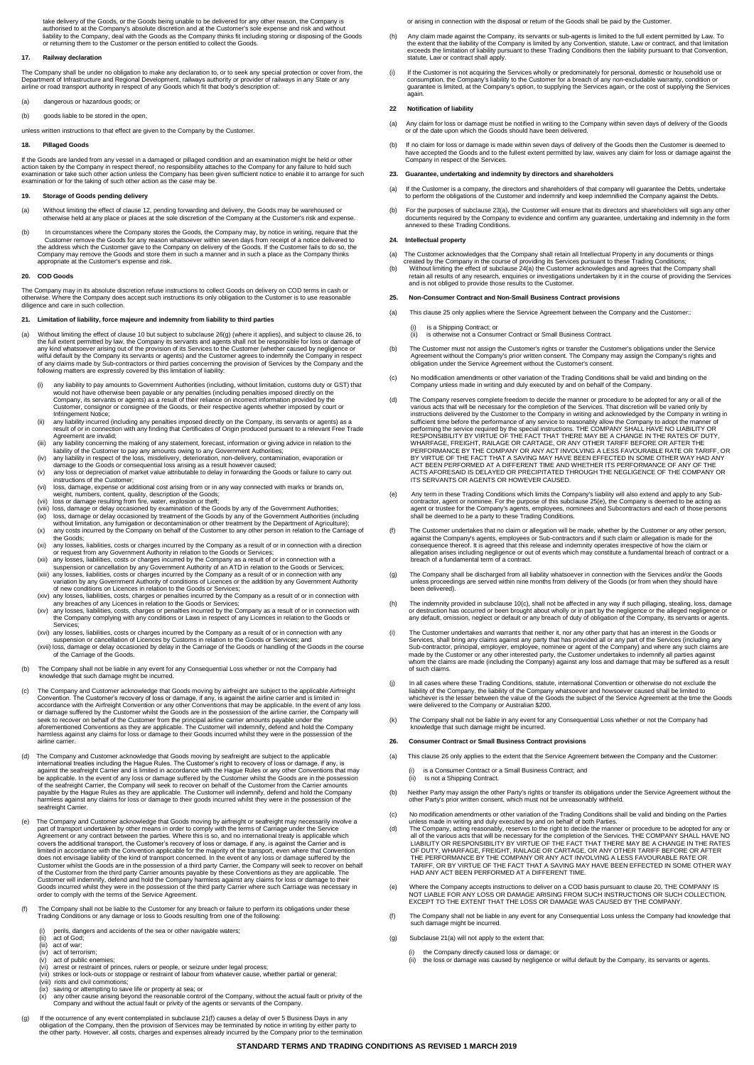take delivery of the Goods, or the Goods being unable to be delivered for any other reason, the Company is authorised to at the Company's absolute discretion and at the Customer's sole expense and risk and without liability to the Company, deal with the Goods as the Company thinks fit including storing or disposing of the Goods or returning them to the Customer or the person entitled to collect the Goods.

## 17. Railway declaration

The Company shall be under no obligation to make any declaration to, or to seek any special protection or cover from, the Department of Infrastructure and Regional Development, railways authority or provider of railways in any State or any airline or road transport authority in respect of any Goods which fit that body's description of:

(a) dangerous or hazardous goods; or

(b) goods liable to be stored in the open,

unless written instructions to that effect are given to the Company by the Customer.

## 18. Pillaged Goods

If the Goods are landed from any vessel in a damaged or pillaged condition and an examination might be held or other action taken by the Company in respect thereof, no responsibility attaches to the Company for any failure to hold such examination or take such other action unless the Company has been given sufficient notice to enable it to arrange for such examination or for the taking of such other action as the case may be.

## 19. Storage of Goods pending delivery

(a) Without limiting the effect of clause 12, pending forwarding and delivery, the Goods may be warehoused or otherwise held at any place or places at the sole discretion of the Company at the Customer's risk and expense.

(b) In circumstances where the Company stores the Goods, the Company may, by notice in writing, require that the Customer remove the Goods for any reason whatsoever within seven days from receipt of a notice delivered to the address which the Customer gave to the Company on delivery of the Goods. If the Customer fails to do so, the Company may remove the Goods and store them in such a manner and in such a place as the Company thinks appropriate at the Customer's expense and risk.

## 20. COD Goods

The Company may in its absolute discretion refuse instructions to collect Goods on delivery on COD terms in cash or otherwise. Where the Company does accept such instructions its only obligation to the Customer is to use reasonable diligence and care in such collection.

## 21. Limitation of liability, force majeure and indemnity from liability to third parties

(a) Without limiting the effect of clause 10 but subject to subclause 26(g) (where it applies), and subject to clause 26, to the full extent permitted by law, the Company its servants and agents shall not be responsible for loss or damage of any kind whatsoever arising out of the provision of its Services to the Customer (whether caused by negligence or wilful default by the Company its servants or agents) and the Customer agrees to indemnify the Company in respect of any claims made by Sub-contractors or third parties concerning the provision of Services by the Company and the following matters are expressly covered by this limitation of liability:

(i) any liability to pay amounts to Government Authorities (including, without limitation, customs duty or GST) that would not have otherwise been payable or any penalties (including penalties imposed directly on the Company, its servants or agents) as a result of their reliance on incorrect information provided by the Customer, consignor or consignee of the Goods, or their respective agents whether imposed by court or Infringement Notice;
(ii) any liability incurred (including any penalties imposed directly on the Company, its servants or agents) as a result of or in connection with any finding that Certificates of Origin produced pursuant to a relevant Free Trade Agreement are invalid;
(iii) any liability concerning the making of any statement, forecast, information or giving advice in relation to the liability of the Customer to pay any amounts owing to any Government Authorities;
(iv) any liability in respect of the loss, misdelivery, deterioration, non-delivery, contamination, evaporation or damage to the Goods or consequential loss arising as a result however caused;
(v) any loss or depreciation of market value attributable to delay in forwarding the Goods or failure to carry out instructions of the Customer;
(vi) loss, damage, expense or additional cost arising from or in any way connected with marks or brands on, weight, numbers, content, quality, description of the Goods;
(vii) loss or damage resulting from fire, water, explosion or theft;
(viii) loss, damage or delay occasioned by examination of the Goods by any of the Government Authorities;
(ix) loss, damage or delay occasioned by treatment of the Goods by any of the Government Authorities (including without limitation, any fumigation or decontamination or other treatment by the Department of Agriculture);
(x) any costs incurred by the Company on behalf of the Customer to any other person in relation to the Carriage of the Goods;
(xi) any losses, liabilities, costs or charges incurred by the Company as a result of or in connection with a direction or request from any Government Authority in relation to the Goods or Services;
(xii) any losses, liabilities, costs or charges incurred by the Company as a result of or in connection with a suspension or cancellation by any Government Authority of an ATD in relation to the Goods or Services;
(xiii) any losses, liabilities, costs or charges incurred by the Company as a result of or in connection with any variation by any Government Authority of conditions of Licences or the addition by any Government Authority of new conditions on Licences in relation to the Goods or Services;
(xiv) any losses, liabilities, costs, charges or penalties incurred by the Company as a result of or in connection with any breaches of any Licences in relation to the Goods or Services;
(xv) any losses, liabilities, costs, charges or penalties incurred by the Company as a result of or in connection with the Company complying with any conditions or Laws in respect of any Licences in relation to the Goods or Services;
(xvi) any losses, liabilities, costs or charges incurred by the Company as a result of or in connection with any suspension or cancellation of Licences by Customs in relation to the Goods or Services; and
(xvii) loss, damage or delay occasioned by delay in the Carriage of the Goods or handling of the Goods in the course of the Carriage of the Goods.

(b) The Company shall not be liable in any event for any Consequential Loss whether or not the Company had knowledge that such damage might be incurred.

(c) The Company and Customer acknowledge that Goods moving by airfreight are subject to the applicable Airfreight Convention. The Customer's recovery of loss or damage, if any, is against the airline carrier and is limited in accordance with the Airfreight Convention or any other Conventions that may be applicable. In the event of any loss or damage suffered by the Customer whilst the Goods are in the possession of the airline carrier, the Company will seek to recover on behalf of the Customer from the principal airline carrier amounts payable under the aforementioned Conventions as they are applicable. The Customer will indemnify, defend and hold the Company harmless against any claims for loss or damage to their Goods incurred whilst they were in the possession of the airline carrier.

(d) The Company and Customer acknowledge that Goods moving by seafreight are subject to the applicable international treaties including the Hague Rules. The Customer's right to recovery of loss or damage, if any, is against the seafreight Carrier and is limited in accordance with the Hague Rules or any other Conventions that may be applicable. In the event of any loss or damage suffered by the Customer whilst the Goods are in the possession of the seafreight Carrier, the Company will seek to recover on behalf of the Customer from the Carrier amounts payable by the Hague Rules as they are applicable. The Customer will indemnify, defend and hold the Company harmless against any claims for loss or damage to their goods incurred whilst they were in the possession of the seafreight Carrier.

(e) The Company and Customer acknowledge that Goods moving by airfreight or seafreight may necessarily involve a part of transport undertaken by other means in order to comply with the terms of Carriage under the Service Agreement or any contract between the parties. Where this is so, and no international treaty is applicable which covers the additional transport, the Customer's recovery of loss or damage, if any, is against the Carrier and is limited in accordance with the Convention applicable for the majority of the transport, even where that Convention does not envisage liability of the kind of transport concerned. In the event of any loss or damage suffered by the Customer whilst the Goods are in the possession of a third party Carrier, the Company will seek to recover on behalf of the Customer from the third party Carrier amounts payable by these Conventions as they are applicable. The Customer will indemnify, defend and hold the Company harmless against any claims for loss or damage to their Goods incurred whilst they were in the possession of the third party Carrier where such Carriage was necessary in order to comply with the terms of the Service Agreement.

(f) The Company shall not be liable to the Customer for any breach or failure to perform its obligations under these Trading Conditions or any damage or loss to Goods resulting from one of the following:

(i) perils, dangers and accidents of the sea or other navigable waters;
(ii) act of God;
(iii) act of war;
(iv) act of terrorism;
(v) act of public enemies;
(vi) arrest or restraint of princes, rulers or people, or seizure under legal process;
(vii) strikes or lock-outs or stoppage or restraint of labour from whatever cause, whether partial or general;
(viii) riots and civil commotions;
(ix) saving or attempting to save life or property at sea; or
(x) any other cause arising beyond the reasonable control of the Company, without the actual fault or privity of the Company and without the actual fault or privity of the agents or servants of the Company.

(g) If the occurrence of any event contemplated in subclause 21(f) causes a delay of over 5 Business Days in any obligation of the Company, then the provision of Services may be terminated by notice in writing by either party to the other party. However, all costs, charges and expenses already incurred by the Company prior to the termination or arising in connection with the disposal or return of the Goods shall be paid by the Customer.

(h) Any claim made against the Company, its servants or sub-agents is limited to the full extent permitted by Law. To the extent that the liability of the Company is limited by any Convention, statute, Law or contract, and that limitation exceeds the limitation of liability pursuant to these Trading Conditions then the liability pursuant to that Convention, statute, Law or contract shall apply.

(i) If the Customer is not acquiring the Services wholly or predominately for personal, domestic or household use or consumption, the Company's liability to the Customer for a breach of any non-excludable warranty, condition or guarantee is limited, at the Company's option, to supplying the Services again, or the cost of supplying the Services again.

## 22 Notification of liability

(a) Any claim for loss or damage must be notified in writing to the Company within seven days of delivery of the Goods or of the date upon which the Goods should have been delivered.

(b) If no claim for loss or damage is made within seven days of delivery of the Goods then the Customer is deemed to have accepted the Goods and to the fullest extent permitted by law, waives any claim for loss or damage against the Company in respect of the Services.

## 23. Guarantee, undertaking and indemnity by directors and shareholders

(a) If the Customer is a company, the directors and shareholders of that company will guarantee the Debts, undertake to perform the obligations of the Customer and indemnify and keep indemnified the Company against the Debts.

(b) For the purposes of subclause 23(a), the Customer will ensure that its directors and shareholders will sign any other documents required by the Company to evidence and confirm any guarantee, undertaking and indemnity in the form annexed to these Trading Conditions.

## 24. Intellectual property

(a) The Customer acknowledges that the Company shall retain all Intellectual Property in any documents or things created by the Company in the course of providing its Services pursuant to these Trading Conditions;

(b) Without limiting the effect of subclause 24(a) the Customer acknowledges and agrees that the Company shall retain all results of any research, enquiries or investigations undertaken by it in the course of providing the Services and is not obliged to provide those results to the Customer.

## 25. Non-Consumer Contract and Non-Small Business Contract provisions

(a) This clause 25 only applies where the Service Agreement between the Company and the Customer::

(i) is a Shipping Contract; or
(ii) is otherwise not a Consumer Contract or Small Business Contract.

(b) The Customer must not assign the Customer's rights or transfer the Customer's obligations under the Service Agreement without the Company's prior written consent. The Company may assign the Company's rights and obligation under the Service Agreement without the Customer's consent.

(c) No modification amendments or other variation of the Trading Conditions shall be valid and binding on the Company unless made in writing and duly executed by and on behalf of the Company.

(d) The Company reserves complete freedom to decide the manner or procedure to be adopted for any or all of the various acts that will be necessary for the completion of the Services. That discretion will be varied only by instructions delivered by the Customer to the Company in writing and acknowledged by the Company in writing in sufficient time before the performance of any service to reasonably allow the Company to adopt the manner of performing the service required by the special instructions. THE COMPANY SHALL HAVE NO LIABILITY OR RESPONSIBILITY BY VIRTUE OF THE FACT THAT THERE MAY BE A CHANGE IN THE RATES OF DUTY, WHARFAGE, FREIGHT, RAILAGE OR CARTAGE, OR ANY OTHER TARIFF BEFORE OR AFTER THE PERFORMANCE BY THE COMPANY OR ANY ACT INVOLVING A LESS FAVOURABLE RATE OR TARIFF, OR BY VIRTUE OF THE FACT THAT A SAVING MAY HAVE BEEN EFFECTED IN SOME OTHER WAY HAD ANY ACT BEEN PERFORMED AT A DIFFERENT TIME AND WHETHER ITS PERFORMANCE OF ANY OF THE ACTS AFORESAID IS DELAYED OR PRECIPITATED THROUGH THE NEGLIGENCE OF THE COMPANY OR ITS SERVANTS OR AGENTS OR HOWEVER CAUSED.

(e) Any term in these Trading Conditions which limits the Company's liability will also extend and apply to any Sub-contractor, agent or nominee. For the purpose of this subclause 25(e), the Company is deemed to be acting as agent or trustee for the Company's agents, employees, nominees and Subcontractors and each of those persons shall be deemed to be a party to these Trading Conditions.

(f) The Customer undertakes that no claim or allegation will be made, whether by the Customer or any other person, against the Company's agents, employees or Sub-contractors and if such claim or allegation is made for the consequence thereof. It is agreed that this release and indemnity operates irrespective of how the claim or allegation arises including negligence or out of events which may constitute a fundamental breach of contract or a breach of a fundamental term of a contract.

(g) The Company shall be discharged from all liability whatsoever in connection with the Services and/or the Goods unless proceedings are served within nine months from delivery of the Goods (or from when they should have been delivered).

(h) The indemnity provided in subclause 10(c), shall not be affected in any way if such pillaging, stealing, loss, damage or destruction has occurred or been brought about wholly or in part by the negligence or the alleged negligence or any default, omission, neglect or default or any breach of duty of obligation of the Company, its servants or agents.

(i) The Customer undertakes and warrants that neither it, nor any other party that has an interest in the Goods or Services, shall bring any claims against any party that has provided all or any part of the Services (including any Sub-contractor, principal, employer, employee, nominee or agent of the Company) and where any such claims are made by the Customer or any other interested party, the Customer undertakes to indemnify all parties against whom the claims are made (including the Company) against any loss and damage that may be suffered as a result of such claims.

(j) In all cases where these Trading Conditions, statute, international Convention or otherwise do not exclude the liability of the Company, the liability of the Company whatsoever and howsoever caused shall be limited to whichever is the lesser between the value of the Goods the subject of the Service Agreement at the time the Goods were delivered to the Company or Australian $200.

(k) The Company shall not be liable in any event for any Consequential Loss whether or not the Company had knowledge that such damage might be incurred.

## 26. Consumer Contract or Small Business Contract provisions

(a) This clause 26 only applies to the extent that the Service Agreement between the Company and the Customer:

(i) is a Consumer Contract or a Small Business Contract; and
(ii) is not a Shipping Contract.

(b) Neither Party may assign the other Party's rights or transfer its obligations under the Service Agreement without the other Party's prior written consent, which must not be unreasonably withheld.

(c) No modification amendments or other variation of the Trading Conditions shall be valid and binding on the Parties unless made in writing and duly executed by and on behalf of both Parties.

(d) The Company, acting reasonably, reserves to the right to decide the manner or procedure to be adopted for any or all of the various acts that will be necessary for the completion of the Services. THE COMPANY SHALL HAVE NO LIABILITY OR RESPONSIBILITY BY VIRTUE OF THE FACT THAT THERE MAY BE A CHANGE IN THE RATES OF DUTY, WHARFAGE, FREIGHT, RAILAGE OR CARTAGE, OR ANY OTHER TARIFF BEFORE OR AFTER THE PERFORMANCE BY THE COMPANY OR ANY ACT INVOLVING A LESS FAVOURABLE RATE OR TARIFF, OR BY VIRTUE OF THE FACT THAT A SAVING MAY HAVE BEEN EFFECTED IN SOME OTHER WAY HAD ANY ACT BEEN PERFORMED AT A DIFFERENT TIME.

(e) Where the Company accepts instructions to deliver on a COD basis pursuant to clause 20, THE COMPANY IS NOT LIABLE FOR ANY LOSS OR DAMAGE ARISING FROM SUCH INSTRUCTIONS OR SUCH COLLECTION, EXCEPT TO THE EXTENT THAT THE LOSS OR DAMAGE WAS CAUSED BY THE COMPANY.

(f) The Company shall not be liable in any event for any Consequential Loss unless the Company had knowledge that such damage might be incurred.

(g) Subclause 21(a) will not apply to the extent that:

(i) the Company directly caused loss or damage; or
(ii) the loss or damage was caused by negligence or wilful default by the Company, its servants or agents.

**STANDARD TERMS AND TRADING CONDITIONS AS REVISED 1 MARCH 2019**